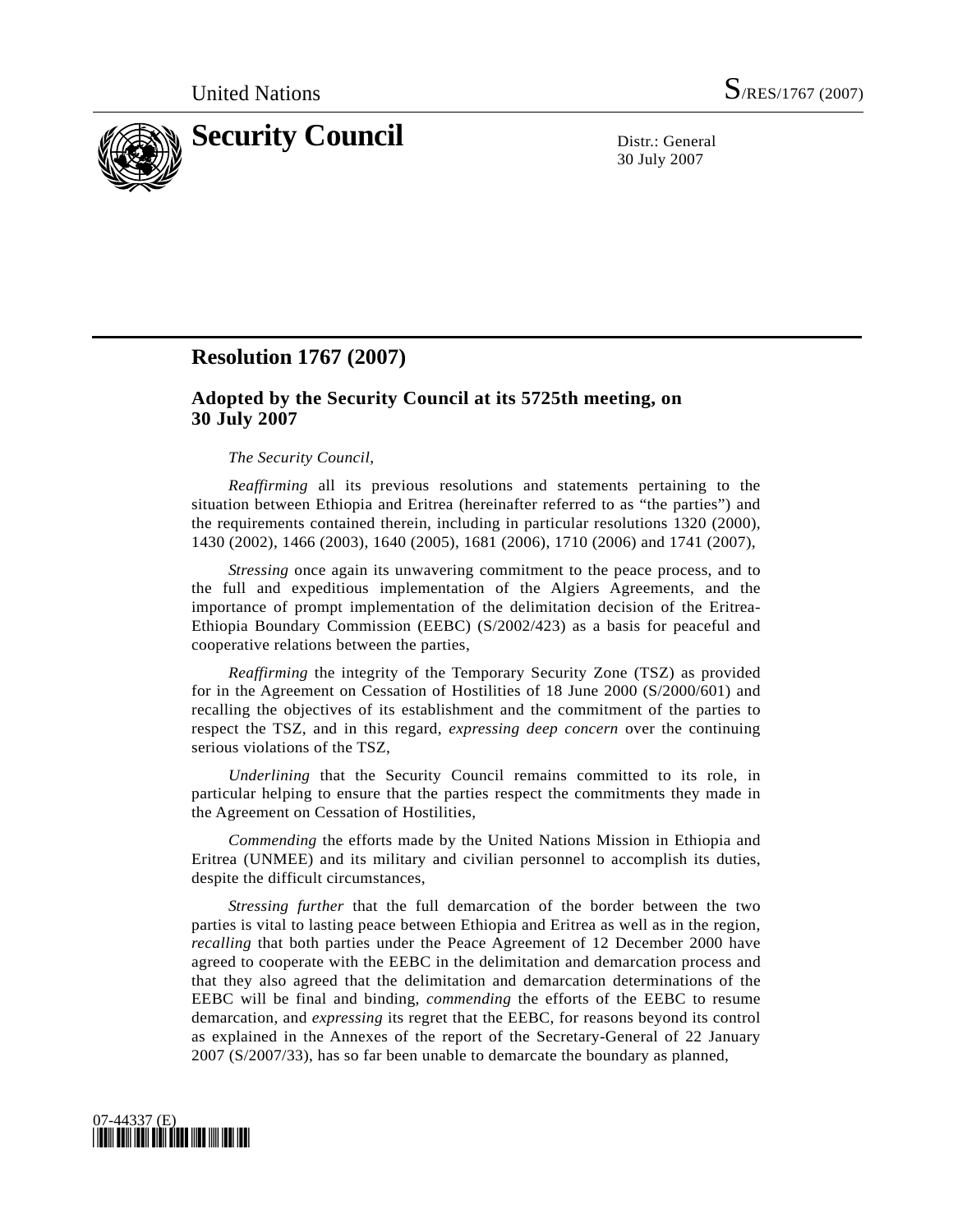United Nations S/RES/1767 (2007)

# Security Council

Distr.: General
30 July 2007

## Resolution 1767 (2007)

### Adopted by the Security Council at its 5725th meeting, on 30 July 2007

*The Security Council*,

*Reaffirming* all its previous resolutions and statements pertaining to the situation between Ethiopia and Eritrea (hereinafter referred to as "the parties") and the requirements contained therein, including in particular resolutions 1320 (2000), 1430 (2002), 1466 (2003), 1640 (2005), 1681 (2006), 1710 (2006) and 1741 (2007),

*Stressing* once again its unwavering commitment to the peace process, and to the full and expeditious implementation of the Algiers Agreements, and the importance of prompt implementation of the delimitation decision of the Eritrea-Ethiopia Boundary Commission (EEBC) (S/2002/423) as a basis for peaceful and cooperative relations between the parties,

*Reaffirming* the integrity of the Temporary Security Zone (TSZ) as provided for in the Agreement on Cessation of Hostilities of 18 June 2000 (S/2000/601) and recalling the objectives of its establishment and the commitment of the parties to respect the TSZ, and in this regard, *expressing deep concern* over the continuing serious violations of the TSZ,

*Underlining* that the Security Council remains committed to its role, in particular helping to ensure that the parties respect the commitments they made in the Agreement on Cessation of Hostilities,

*Commending* the efforts made by the United Nations Mission in Ethiopia and Eritrea (UNMEE) and its military and civilian personnel to accomplish its duties, despite the difficult circumstances,

*Stressing further* that the full demarcation of the border between the two parties is vital to lasting peace between Ethiopia and Eritrea as well as in the region, *recalling* that both parties under the Peace Agreement of 12 December 2000 have agreed to cooperate with the EEBC in the delimitation and demarcation process and that they also agreed that the delimitation and demarcation determinations of the EEBC will be final and binding, *commending* the efforts of the EEBC to resume demarcation, and *expressing* its regret that the EEBC, for reasons beyond its control as explained in the Annexes of the report of the Secretary-General of 22 January 2007 (S/2007/33), has so far been unable to demarcate the boundary as planned,

07-44337 (E)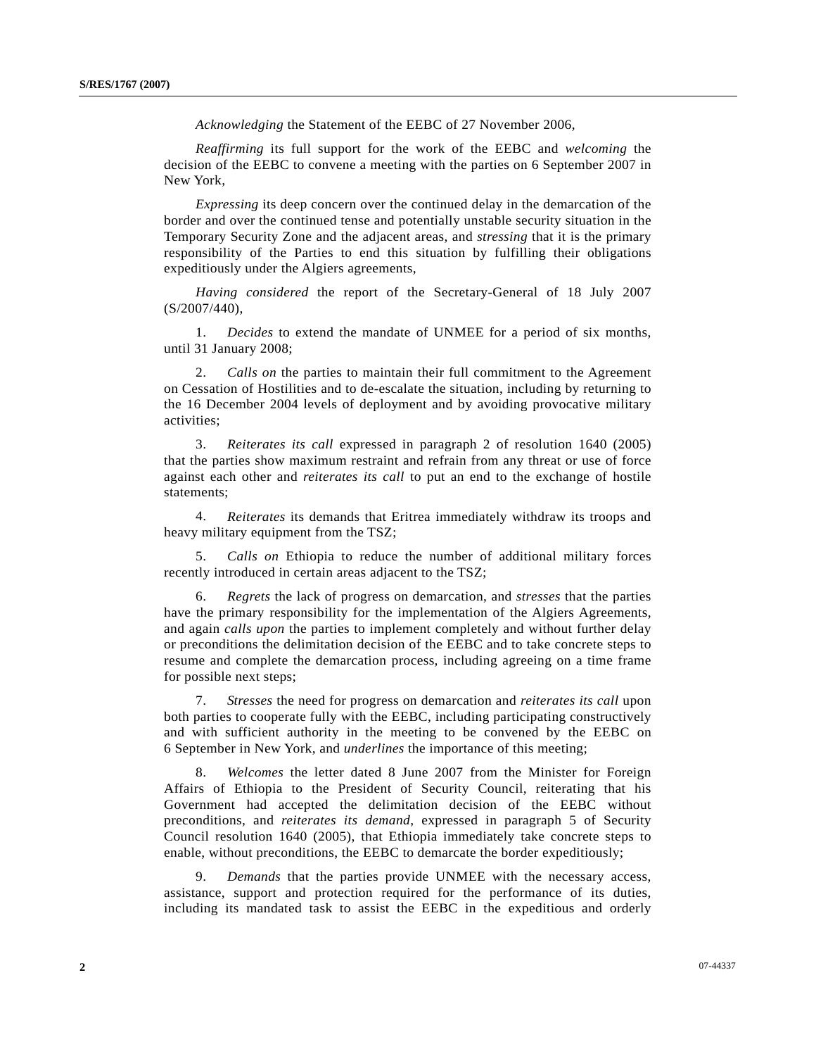*Acknowledging* the Statement of the EEBC of 27 November 2006,

*Reaffirming* its full support for the work of the EEBC and *welcoming* the decision of the EEBC to convene a meeting with the parties on 6 September 2007 in New York,

*Expressing* its deep concern over the continued delay in the demarcation of the border and over the continued tense and potentially unstable security situation in the Temporary Security Zone and the adjacent areas, and *stressing* that it is the primary responsibility of the Parties to end this situation by fulfilling their obligations expeditiously under the Algiers agreements,

*Having considered* the report of the Secretary-General of 18 July 2007 (S/2007/440),

1. *Decides* to extend the mandate of UNMEE for a period of six months, until 31 January 2008;

2. *Calls on* the parties to maintain their full commitment to the Agreement on Cessation of Hostilities and to de-escalate the situation, including by returning to the 16 December 2004 levels of deployment and by avoiding provocative military activities;

3. *Reiterates its call* expressed in paragraph 2 of resolution 1640 (2005) that the parties show maximum restraint and refrain from any threat or use of force against each other and *reiterates its call* to put an end to the exchange of hostile statements;

4. *Reiterates* its demands that Eritrea immediately withdraw its troops and heavy military equipment from the TSZ;

5. *Calls on* Ethiopia to reduce the number of additional military forces recently introduced in certain areas adjacent to the TSZ;

6. *Regrets* the lack of progress on demarcation, and *stresses* that the parties have the primary responsibility for the implementation of the Algiers Agreements, and again *calls upon* the parties to implement completely and without further delay or preconditions the delimitation decision of the EEBC and to take concrete steps to resume and complete the demarcation process, including agreeing on a time frame for possible next steps;

7. *Stresses* the need for progress on demarcation and *reiterates its call* upon both parties to cooperate fully with the EEBC, including participating constructively and with sufficient authority in the meeting to be convened by the EEBC on 6 September in New York, and *underlines* the importance of this meeting;

8. *Welcomes* the letter dated 8 June 2007 from the Minister for Foreign Affairs of Ethiopia to the President of Security Council, reiterating that his Government had accepted the delimitation decision of the EEBC without preconditions, and *reiterates its demand*, expressed in paragraph 5 of Security Council resolution 1640 (2005), that Ethiopia immediately take concrete steps to enable, without preconditions, the EEBC to demarcate the border expeditiously;

9. *Demands* that the parties provide UNMEE with the necessary access, assistance, support and protection required for the performance of its duties, including its mandated task to assist the EEBC in the expeditious and orderly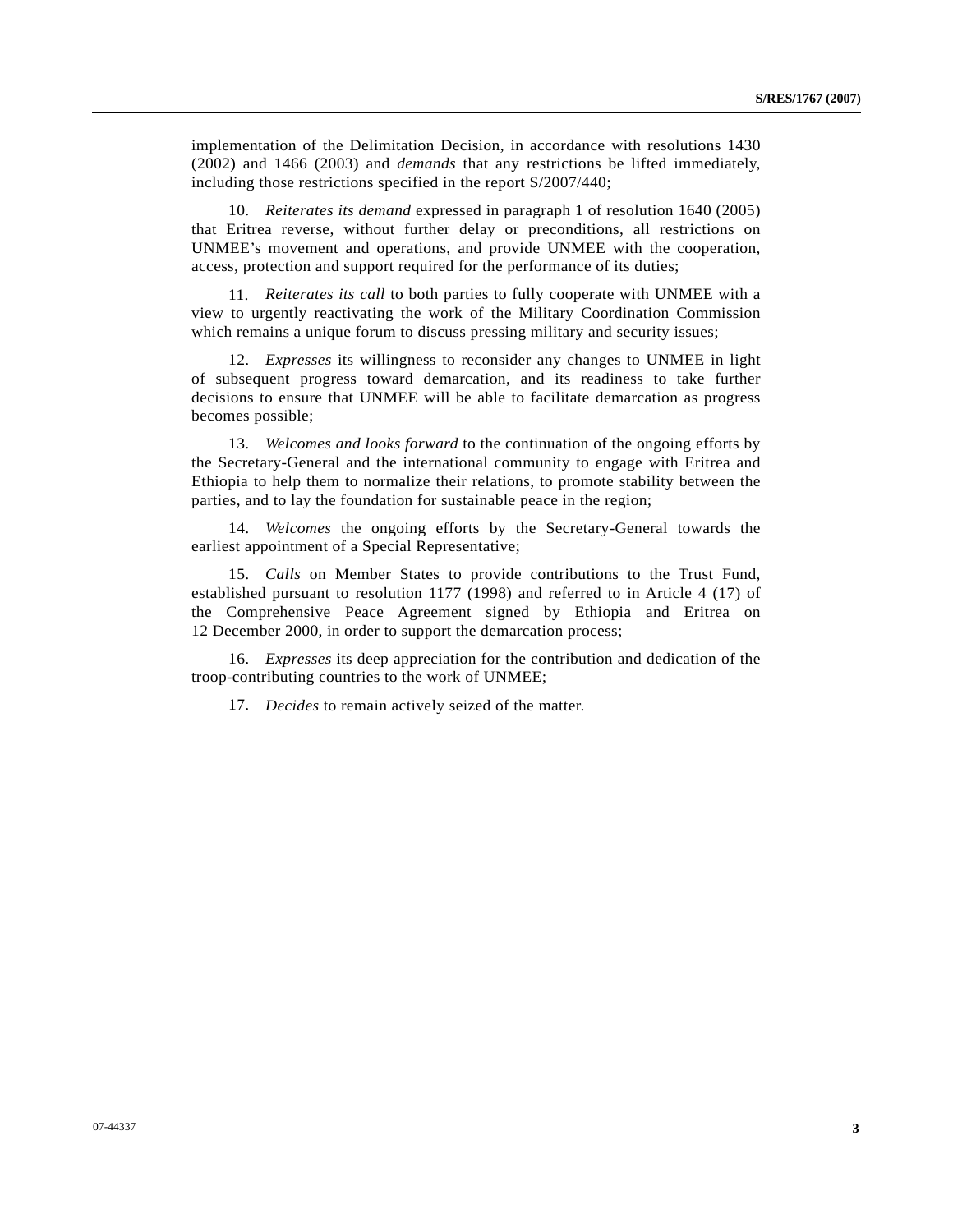implementation of the Delimitation Decision, in accordance with resolutions 1430 (2002) and 1466 (2003) and *demands* that any restrictions be lifted immediately, including those restrictions specified in the report S/2007/440;

10. *Reiterates its demand* expressed in paragraph 1 of resolution 1640 (2005) that Eritrea reverse, without further delay or preconditions, all restrictions on UNMEE's movement and operations, and provide UNMEE with the cooperation, access, protection and support required for the performance of its duties;

11. *Reiterates its call* to both parties to fully cooperate with UNMEE with a view to urgently reactivating the work of the Military Coordination Commission which remains a unique forum to discuss pressing military and security issues;

12. *Expresses* its willingness to reconsider any changes to UNMEE in light of subsequent progress toward demarcation, and its readiness to take further decisions to ensure that UNMEE will be able to facilitate demarcation as progress becomes possible;

13. *Welcomes and looks forward* to the continuation of the ongoing efforts by the Secretary-General and the international community to engage with Eritrea and Ethiopia to help them to normalize their relations, to promote stability between the parties, and to lay the foundation for sustainable peace in the region;

14. *Welcomes* the ongoing efforts by the Secretary-General towards the earliest appointment of a Special Representative;

15. *Calls* on Member States to provide contributions to the Trust Fund, established pursuant to resolution 1177 (1998) and referred to in Article 4 (17) of the Comprehensive Peace Agreement signed by Ethiopia and Eritrea on 12 December 2000, in order to support the demarcation process;

16. *Expresses* its deep appreciation for the contribution and dedication of the troop-contributing countries to the work of UNMEE;

17. *Decides* to remain actively seized of the matter.